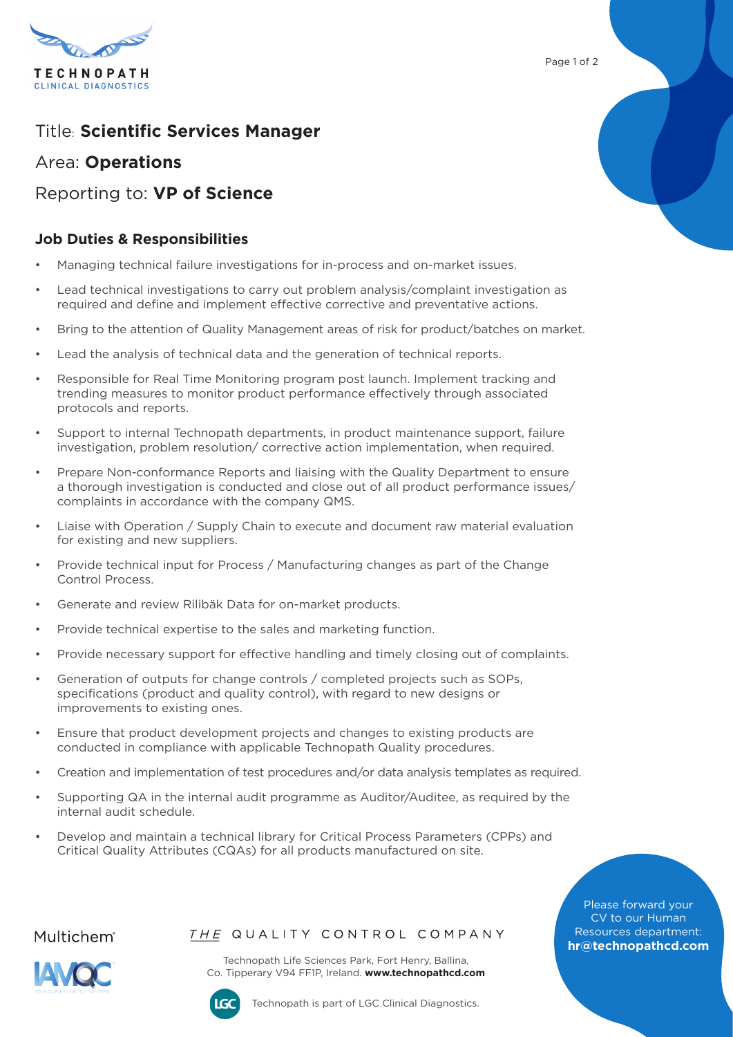Title: **Scientific Services Manager**

Area: **Operations**

Reporting to: **VP of Science**

## Job Duties & Responsibilities

- Managing technical failure investigations for in-process and on-market issues.
- Lead technical investigations to carry out problem analysis/complaint investigation as required and define and implement effective corrective and preventative actions.
- Bring to the attention of Quality Management areas of risk for product/batches on market.
- Lead the analysis of technical data and the generation of technical reports.
- Responsible for Real Time Monitoring program post launch. Implement tracking and trending measures to monitor product performance effectively through associated protocols and reports.
- Support to internal Technopath departments, in product maintenance support, failure investigation, problem resolution/ corrective action implementation, when required.
- Prepare Non-conformance Reports and liaising with the Quality Department to ensure a thorough investigation is conducted and close out of all product performance issues/ complaints in accordance with the company QMS.
- Liaise with Operation / Supply Chain to execute and document raw material evaluation for existing and new suppliers.
- Provide technical input for Process / Manufacturing changes as part of the Change Control Process.
- Generate and review Rilibäk Data for on-market products.
- Provide technical expertise to the sales and marketing function.
- Provide necessary support for effective handling and timely closing out of complaints.
- Generation of outputs for change controls / completed projects such as SOPs, specifications (product and quality control), with regard to new designs or improvements to existing ones.
- Ensure that product development projects and changes to existing products are conducted in compliance with applicable Technopath Quality procedures.
- Creation and implementation of test procedures and/or data analysis templates as required.
- Supporting QA in the internal audit programme as Auditor/Auditee, as required by the internal audit schedule.
- Develop and maintain a technical library for Critical Process Parameters (CPPs) and Critical Quality Attributes (CQAs) for all products manufactured on site.

Please forward your CV to our Human Resources department: **hr@technopathcd.com**

*THE* QUALITY CONTROL COMPANY

Technopath Life Sciences Park, Fort Henry, Ballina, Co. Tipperary V94 FF1P, Ireland. **www.technopathcd.com**

Technopath is part of LGC Clinical Diagnostics.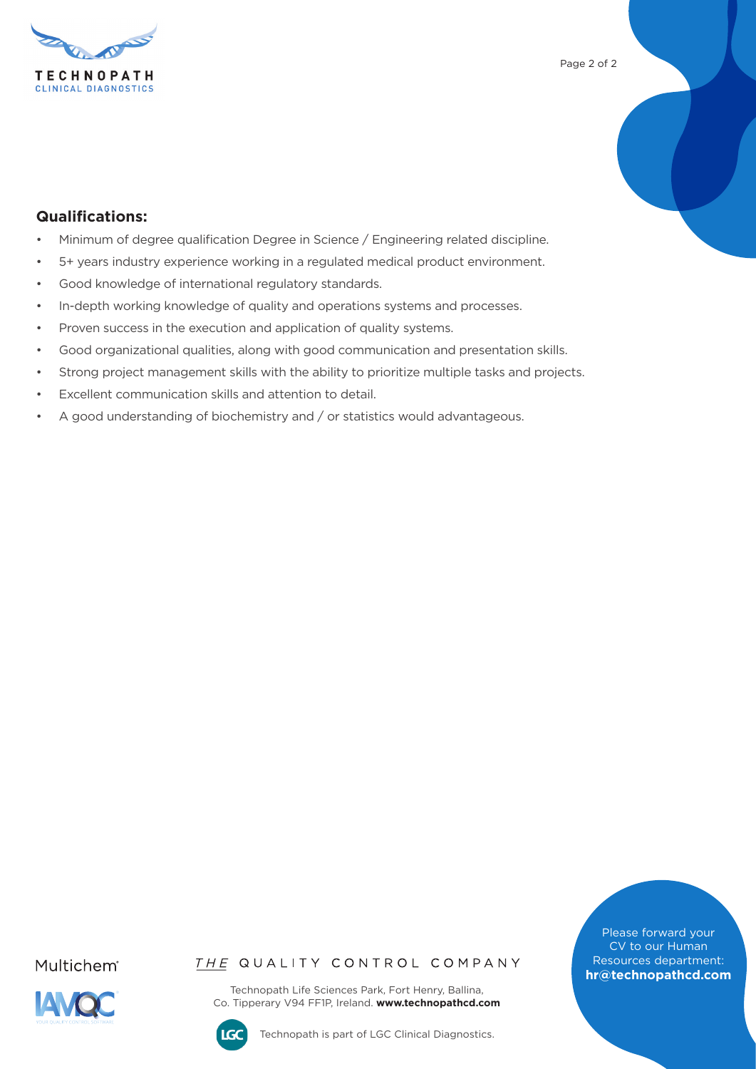## Qualifications:

- Minimum of degree qualification Degree in Science / Engineering related discipline.
- 5+ years industry experience working in a regulated medical product environment.
- Good knowledge of international regulatory standards.
- In-depth working knowledge of quality and operations systems and processes.
- Proven success in the execution and application of quality systems.
- Good organizational qualities, along with good communication and presentation skills.
- Strong project management skills with the ability to prioritize multiple tasks and projects.
- Excellent communication skills and attention to detail.
- A good understanding of biochemistry and / or statistics would advantageous.

Please forward your CV to our Human Resources department: **hr@technopathcd.com**

*THE* QUALITY CONTROL COMPANY

Technopath Life Sciences Park, Fort Henry, Ballina, Co. Tipperary V94 FF1P, Ireland. **www.technopathcd.com**

Technopath is part of LGC Clinical Diagnostics.